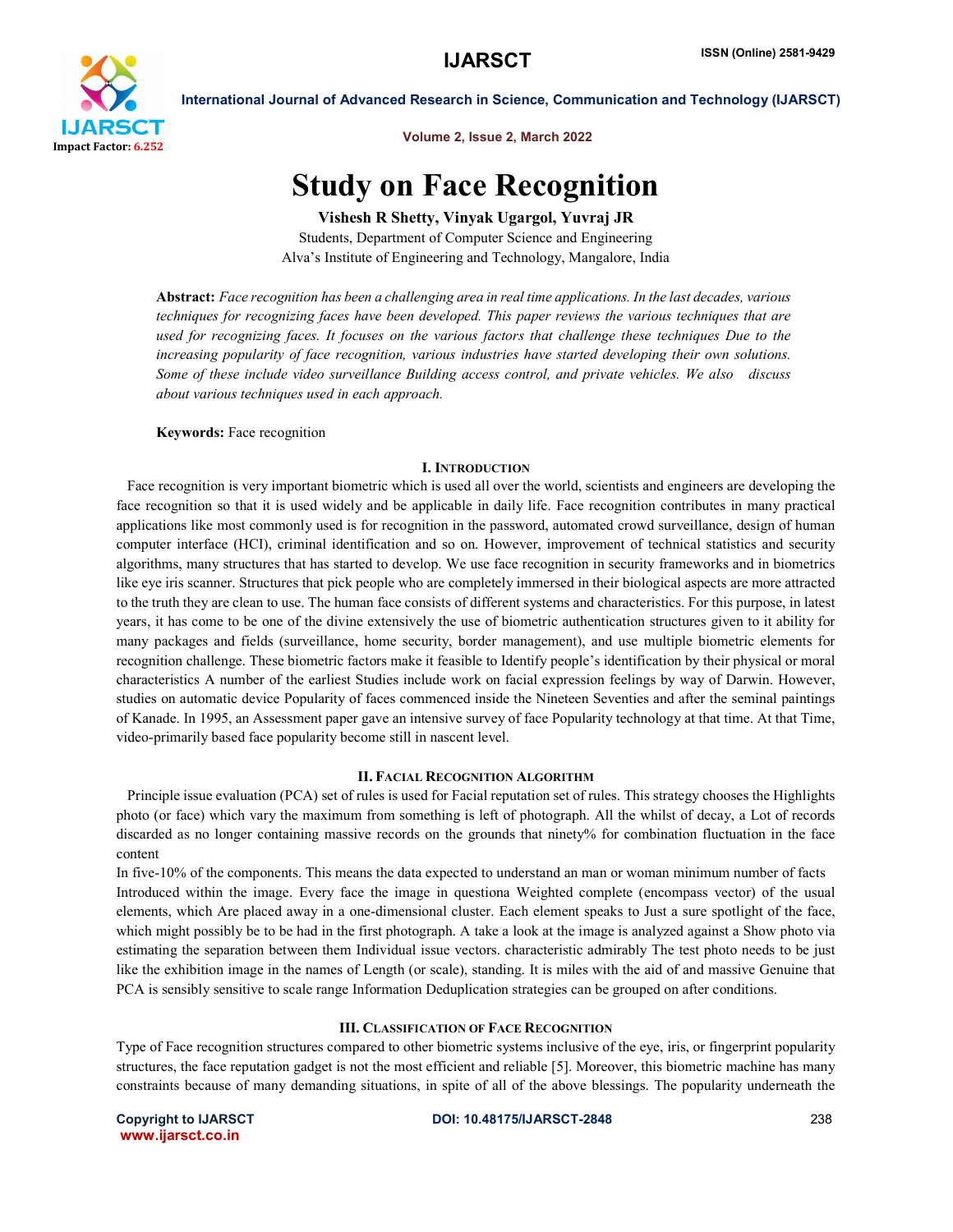# Study on Face Recognition

**Vishesh R Shetty, Vinyak Ugargol, Yuvraj JR**

Students, Department of Computer Science and Engineering

Alva's Institute of Engineering and Technology, Mangalore, India

**Abstract:** *Face recognition has been a challenging area in real time applications. In the last decades, various techniques for recognizing faces have been developed. This paper reviews the various techniques that are used for recognizing faces. It focuses on the various factors that challenge these techniques Due to the increasing popularity of face recognition, various industries have started developing their own solutions. Some of these include video surveillance Building access control, and private vehicles. We also discuss about various techniques used in each approach.*

**Keywords:** Face recognition

## I. Introduction

Face recognition is very important biometric which is used all over the world, scientists and engineers are developing the face recognition so that it is used widely and be applicable in daily life. Face recognition contributes in many practical applications like most commonly used is for recognition in the password, automated crowd surveillance, design of human computer interface (HCI), criminal identification and so on. However, improvement of technical statistics and security algorithms, many structures that has started to develop. We use face recognition in security frameworks and in biometrics like eye iris scanner. Structures that pick people who are completely immersed in their biological aspects are more attracted to the truth they are clean to use. The human face consists of different systems and characteristics. For this purpose, in latest years, it has come to be one of the divine extensively the use of biometric authentication structures given to it ability for many packages and fields (surveillance, home security, border management), and use multiple biometric elements for recognition challenge. These biometric factors make it feasible to Identify people's identification by their physical or moral characteristics A number of the earliest Studies include work on facial expression feelings by way of Darwin. However, studies on automatic device Popularity of faces commenced inside the Nineteen Seventies and after the seminal paintings of Kanade. In 1995, an Assessment paper gave an intensive survey of face Popularity technology at that time. At that Time, video-primarily based face popularity become still in nascent level.

## II. Facial Recognition Algorithm

Principle issue evaluation (PCA) set of rules is used for Facial reputation set of rules. This strategy chooses the Highlights photo (or face) which vary the maximum from something is left of photograph. All the whilst of decay, a Lot of records discarded as no longer containing massive records on the grounds that ninety% for combination fluctuation in the face content

In five-10% of the components. This means the data expected to understand an man or woman minimum number of facts Introduced within the image. Every face the image in questiona Weighted complete (encompass vector) of the usual elements, which Are placed away in a one-dimensional cluster. Each element speaks to Just a sure spotlight of the face, which might possibly be to be had in the first photograph. A take a look at the image is analyzed against a Show photo via estimating the separation between them Individual issue vectors. characteristic admirably The test photo needs to be just like the exhibition image in the names of Length (or scale), standing. It is miles with the aid of and massive Genuine that PCA is sensibly sensitive to scale range Information Deduplication strategies can be grouped on after conditions.

## III. Classification of Face Recognition

Type of Face recognition structures compared to other biometric systems inclusive of the eye, iris, or fingerprint popularity structures, the face reputation gadget is not the most efficient and reliable [5]. Moreover, this biometric machine has many constraints because of many demanding situations, in spite of all of the above blessings. The popularity underneath the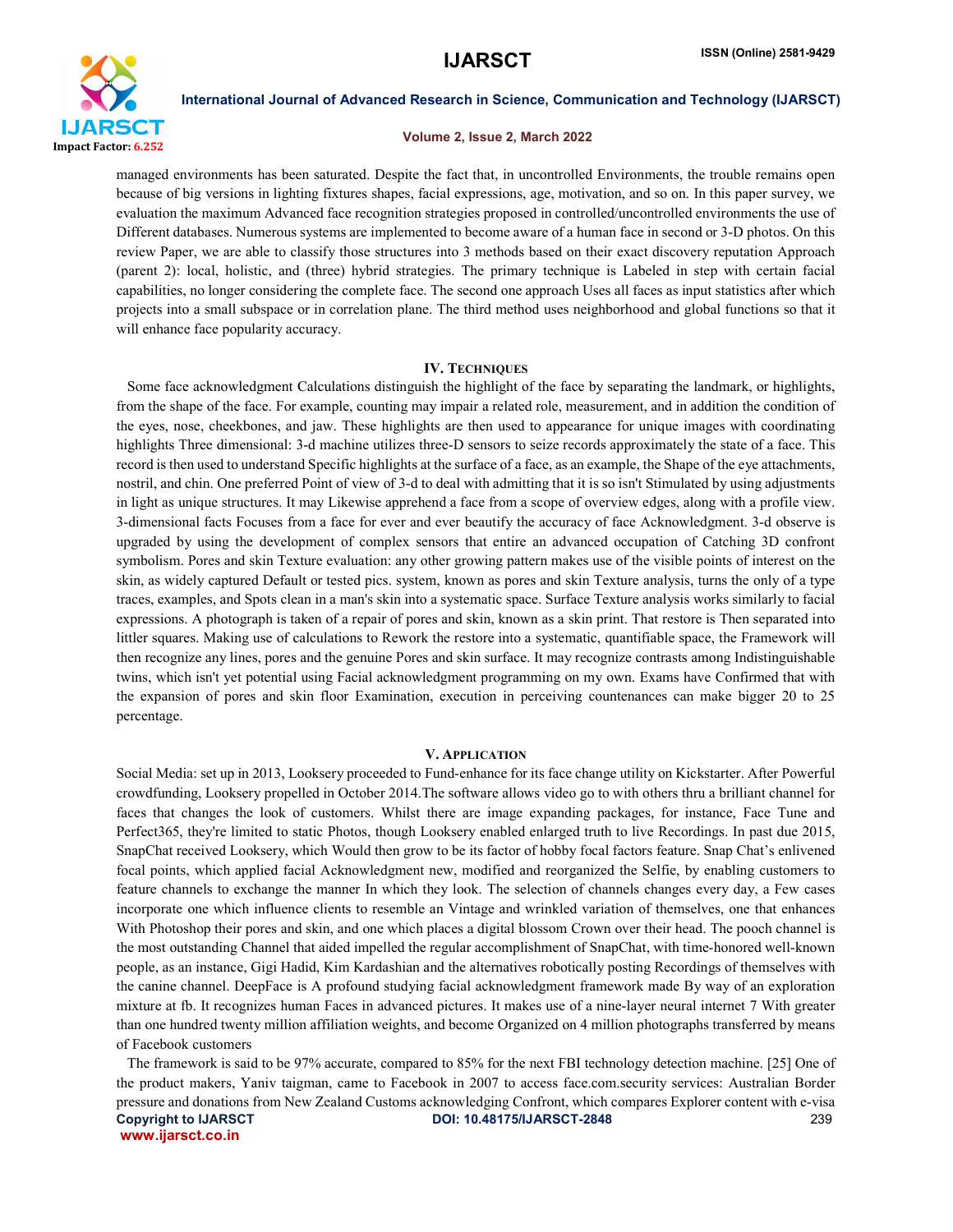managed environments has been saturated. Despite the fact that, in uncontrolled Environments, the trouble remains open because of big versions in lighting fixtures shapes, facial expressions, age, motivation, and so on. In this paper survey, we evaluation the maximum Advanced face recognition strategies proposed in controlled/uncontrolled environments the use of Different databases. Numerous systems are implemented to become aware of a human face in second or 3-D photos. On this review Paper, we are able to classify those structures into 3 methods based on their exact discovery reputation Approach (parent 2): local, holistic, and (three) hybrid strategies. The primary technique is Labeled in step with certain facial capabilities, no longer considering the complete face. The second one approach Uses all faces as input statistics after which projects into a small subspace or in correlation plane. The third method uses neighborhood and global functions so that it will enhance face popularity accuracy.

## IV. Techniques

Some face acknowledgment Calculations distinguish the highlight of the face by separating the landmark, or highlights, from the shape of the face. For example, counting may impair a related role, measurement, and in addition the condition of the eyes, nose, cheekbones, and jaw. These highlights are then used to appearance for unique images with coordinating highlights Three dimensional: 3-d machine utilizes three-D sensors to seize records approximately the state of a face. This record is then used to understand Specific highlights at the surface of a face, as an example, the Shape of the eye attachments, nostril, and chin. One preferred Point of view of 3-d to deal with admitting that it is so isn't Stimulated by using adjustments in light as unique structures. It may Likewise apprehend a face from a scope of overview edges, along with a profile view. 3-dimensional facts Focuses from a face for ever and ever beautify the accuracy of face Acknowledgment. 3-d observe is upgraded by using the development of complex sensors that entire an advanced occupation of Catching 3D confront symbolism. Pores and skin Texture evaluation: any other growing pattern makes use of the visible points of interest on the skin, as widely captured Default or tested pics. system, known as pores and skin Texture analysis, turns the only of a type traces, examples, and Spots clean in a man's skin into a systematic space. Surface Texture analysis works similarly to facial expressions. A photograph is taken of a repair of pores and skin, known as a skin print. That restore is Then separated into littler squares. Making use of calculations to Rework the restore into a systematic, quantifiable space, the Framework will then recognize any lines, pores and the genuine Pores and skin surface. It may recognize contrasts among Indistinguishable twins, which isn't yet potential using Facial acknowledgment programming on my own. Exams have Confirmed that with the expansion of pores and skin floor Examination, execution in perceiving countenances can make bigger 20 to 25 percentage.

## V. Application

Social Media: set up in 2013, Looksery proceeded to Fund-enhance for its face change utility on Kickstarter. After Powerful crowdfunding, Looksery propelled in October 2014.The software allows video go to with others thru a brilliant channel for faces that changes the look of customers. Whilst there are image expanding packages, for instance, Face Tune and Perfect365, they're limited to static Photos, though Looksery enabled enlarged truth to live Recordings. In past due 2015, SnapChat received Looksery, which Would then grow to be its factor of hobby focal factors feature. Snap Chat's enlivened focal points, which applied facial Acknowledgment new, modified and reorganized the Selfie, by enabling customers to feature channels to exchange the manner In which they look. The selection of channels changes every day, a Few cases incorporate one which influence clients to resemble an Vintage and wrinkled variation of themselves, one that enhances With Photoshop their pores and skin, and one which places a digital blossom Crown over their head. The pooch channel is the most outstanding Channel that aided impelled the regular accomplishment of SnapChat, with time-honored well-known people, as an instance, Gigi Hadid, Kim Kardashian and the alternatives robotically posting Recordings of themselves with the canine channel. DeepFace is A profound studying facial acknowledgment framework made By way of an exploration mixture at fb. It recognizes human Faces in advanced pictures. It makes use of a nine-layer neural internet 7 With greater than one hundred twenty million affiliation weights, and become Organized on 4 million photographs transferred by means of Facebook customers

The framework is said to be 97% accurate, compared to 85% for the next FBI technology detection machine. [25] One of the product makers, Yaniv taigman, came to Facebook in 2007 to access face.com.security services: Australian Border pressure and donations from New Zealand Customs acknowledging Confront, which compares Explorer content with e-visa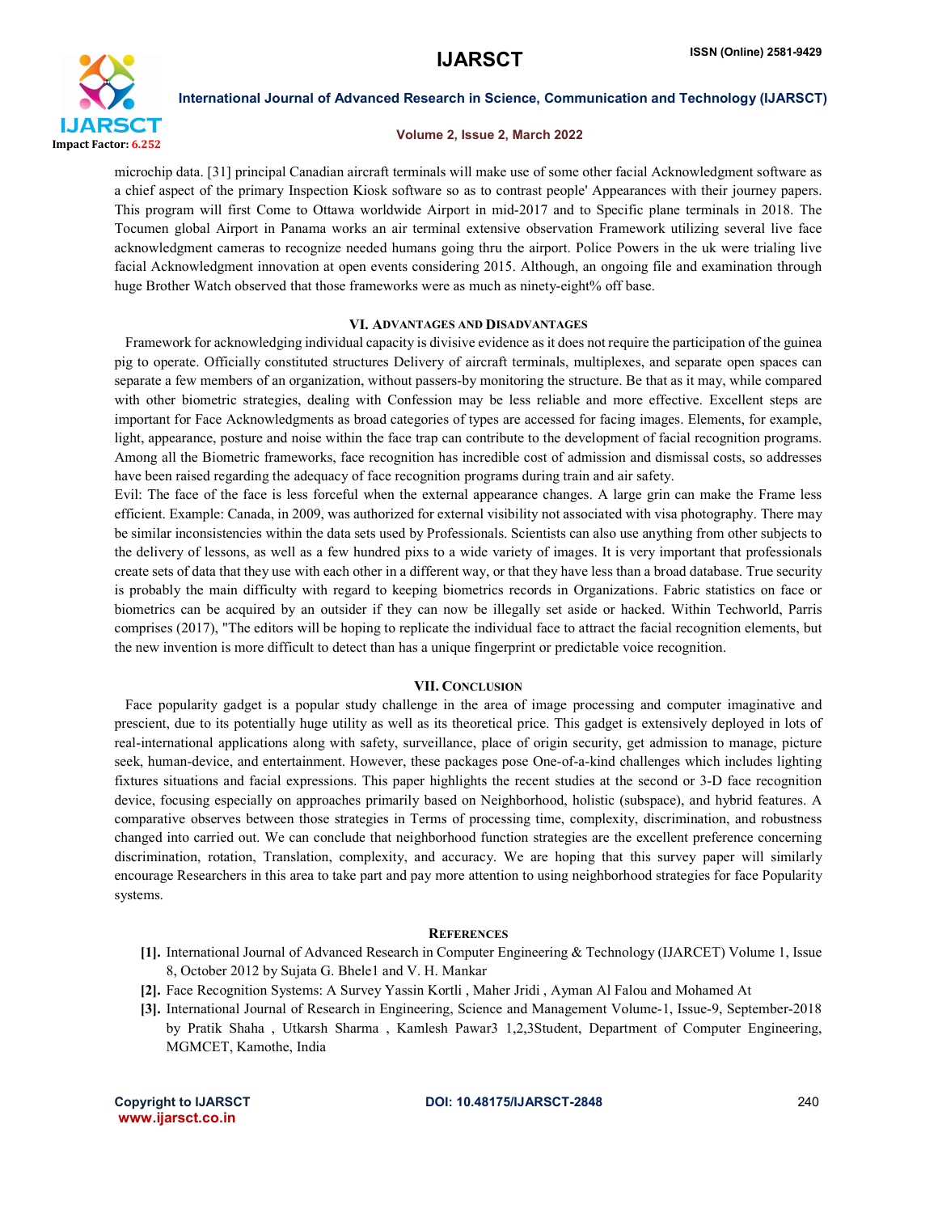microchip data. [31] principal Canadian aircraft terminals will make use of some other facial Acknowledgment software as a chief aspect of the primary Inspection Kiosk software so as to contrast people' Appearances with their journey papers. This program will first Come to Ottawa worldwide Airport in mid-2017 and to Specific plane terminals in 2018. The Tocumen global Airport in Panama works an air terminal extensive observation Framework utilizing several live face acknowledgment cameras to recognize needed humans going thru the airport. Police Powers in the uk were trialing live facial Acknowledgment innovation at open events considering 2015. Although, an ongoing file and examination through huge Brother Watch observed that those frameworks were as much as ninety-eight% off base.

## VI. Advantages and Disadvantages

Framework for acknowledging individual capacity is divisive evidence as it does not require the participation of the guinea pig to operate. Officially constituted structures Delivery of aircraft terminals, multiplexes, and separate open spaces can separate a few members of an organization, without passers-by monitoring the structure. Be that as it may, while compared with other biometric strategies, dealing with Confession may be less reliable and more effective. Excellent steps are important for Face Acknowledgments as broad categories of types are accessed for facing images. Elements, for example, light, appearance, posture and noise within the face trap can contribute to the development of facial recognition programs. Among all the Biometric frameworks, face recognition has incredible cost of admission and dismissal costs, so addresses have been raised regarding the adequacy of face recognition programs during train and air safety.

Evil: The face of the face is less forceful when the external appearance changes. A large grin can make the Frame less efficient. Example: Canada, in 2009, was authorized for external visibility not associated with visa photography. There may be similar inconsistencies within the data sets used by Professionals. Scientists can also use anything from other subjects to the delivery of lessons, as well as a few hundred pixs to a wide variety of images. It is very important that professionals create sets of data that they use with each other in a different way, or that they have less than a broad database. True security is probably the main difficulty with regard to keeping biometrics records in Organizations. Fabric statistics on face or biometrics can be acquired by an outsider if they can now be illegally set aside or hacked. Within Techworld, Parris comprises (2017), "The editors will be hoping to replicate the individual face to attract the facial recognition elements, but the new invention is more difficult to detect than has a unique fingerprint or predictable voice recognition.

## VII. Conclusion

Face popularity gadget is a popular study challenge in the area of image processing and computer imaginative and prescient, due to its potentially huge utility as well as its theoretical price. This gadget is extensively deployed in lots of real-international applications along with safety, surveillance, place of origin security, get admission to manage, picture seek, human-device, and entertainment. However, these packages pose One-of-a-kind challenges which includes lighting fixtures situations and facial expressions. This paper highlights the recent studies at the second or 3-D face recognition device, focusing especially on approaches primarily based on Neighborhood, holistic (subspace), and hybrid features. A comparative observes between those strategies in Terms of processing time, complexity, discrimination, and robustness changed into carried out. We can conclude that neighborhood function strategies are the excellent preference concerning discrimination, rotation, Translation, complexity, and accuracy. We are hoping that this survey paper will similarly encourage Researchers in this area to take part and pay more attention to using neighborhood strategies for face Popularity systems.

## References

**[1].** International Journal of Advanced Research in Computer Engineering & Technology (IJARCET) Volume 1, Issue 8, October 2012 by Sujata G. Bhele1 and V. H. Mankar

**[2].** Face Recognition Systems: A Survey Yassin Kortli , Maher Jridi , Ayman Al Falou and Mohamed At

**[3].** International Journal of Research in Engineering, Science and Management Volume-1, Issue-9, September-2018 by Pratik Shaha , Utkarsh Sharma , Kamlesh Pawar3 1,2,3Student, Department of Computer Engineering, MGMCET, Kamothe, India